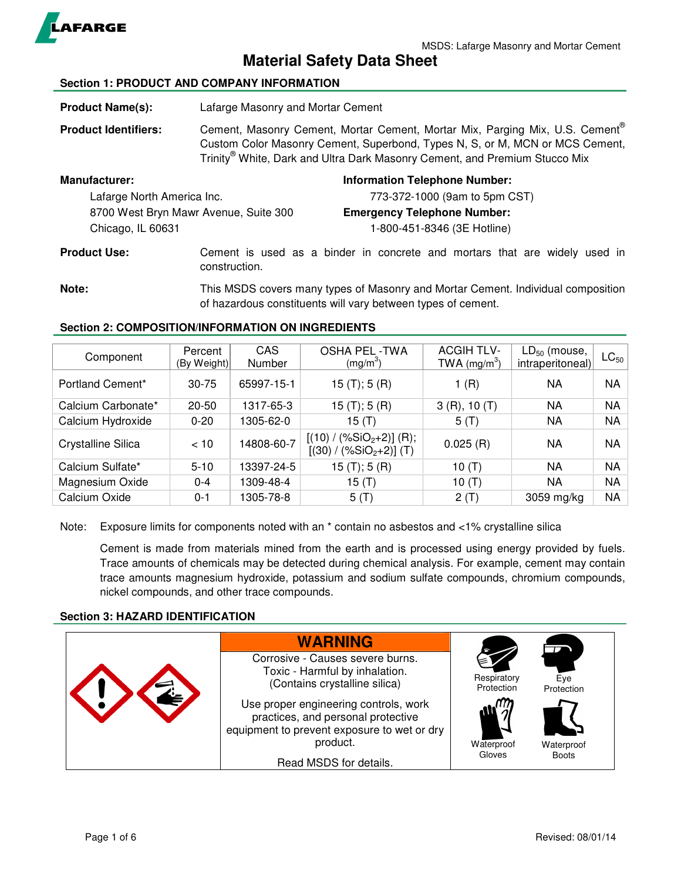# Material Safety Data Sheet

## Section 1: PRODUCT AND COMPANY INFORMATION

**Product Name(s):** Lafarge Masonry and Mortar Cement

**Product Identifiers:** Cement, Masonry Cement, Mortar Cement, Mortar Mix, Parging Mix, U.S. Cement® Custom Color Masonry Cement, Superbond, Types N, S, or M, MCN or MCS Cement, Trinity® White, Dark and Ultra Dark Masonry Cement, and Premium Stucco Mix

**Manufacturer:**
Lafarge North America Inc.
8700 West Bryn Mawr Avenue, Suite 300
Chicago, IL 60631

**Information Telephone Number:**
773-372-1000 (9am to 5pm CST)

**Emergency Telephone Number:**
1-800-451-8346 (3E Hotline)

**Product Use:** Cement is used as a binder in concrete and mortars that are widely used in construction.

**Note:** This MSDS covers many types of Masonry and Mortar Cement. Individual composition of hazardous constituents will vary between types of cement.

## Section 2: COMPOSITION/INFORMATION ON INGREDIENTS

| Component | Percent (By Weight) | CAS Number | OSHA PEL -TWA ($mg/m^3$) | ACGIH TLV-TWA ($mg/m^3$) | $LD_{50}$ (mouse, intraperitoneal) | $LC_{50}$ |
|---|---|---|---|---|---|---|
| Portland Cement* | 30-75 | 65997-15-1 | 15 (T); 5 (R) | 1 (R) | NA | NA |
| Calcium Carbonate* | 20-50 | 1317-65-3 | 15 (T); 5 (R) | 3 (R), 10 (T) | NA | NA |
| Calcium Hydroxide | 0-20 | 1305-62-0 | 15 (T) | 5 (T) | NA | NA |
| Crystalline Silica | < 10 | 14808-60-7 | [(10) / (%$SiO_2$+2)] (R); [(30) / (%$SiO_2$+2)] (T) | 0.025 (R) | NA | NA |
| Calcium Sulfate* | 5-10 | 13397-24-5 | 15 (T); 5 (R) | 10 (T) | NA | NA |
| Magnesium Oxide | 0-4 | 1309-48-4 | 15 (T) | 10 (T) | NA | NA |
| Calcium Oxide | 0-1 | 1305-78-8 | 5 (T) | 2 (T) | 3059 mg/kg | NA |

Note: Exposure limits for components noted with an * contain no asbestos and <1% crystalline silica

Cement is made from materials mined from the earth and is processed using energy provided by fuels. Trace amounts of chemicals may be detected during chemical analysis. For example, cement may contain trace amounts magnesium hydroxide, potassium and sodium sulfate compounds, chromium compounds, nickel compounds, and other trace compounds.

## Section 3: HAZARD IDENTIFICATION

**WARNING**

Corrosive - Causes severe burns.
Toxic - Harmful by inhalation.
(Contains crystalline silica)

Use proper engineering controls, work practices, and personal protective equipment to prevent exposure to wet or dry product.

Read MSDS for details.

Respiratory Protection | Eye Protection | Waterproof Gloves | Waterproof Boots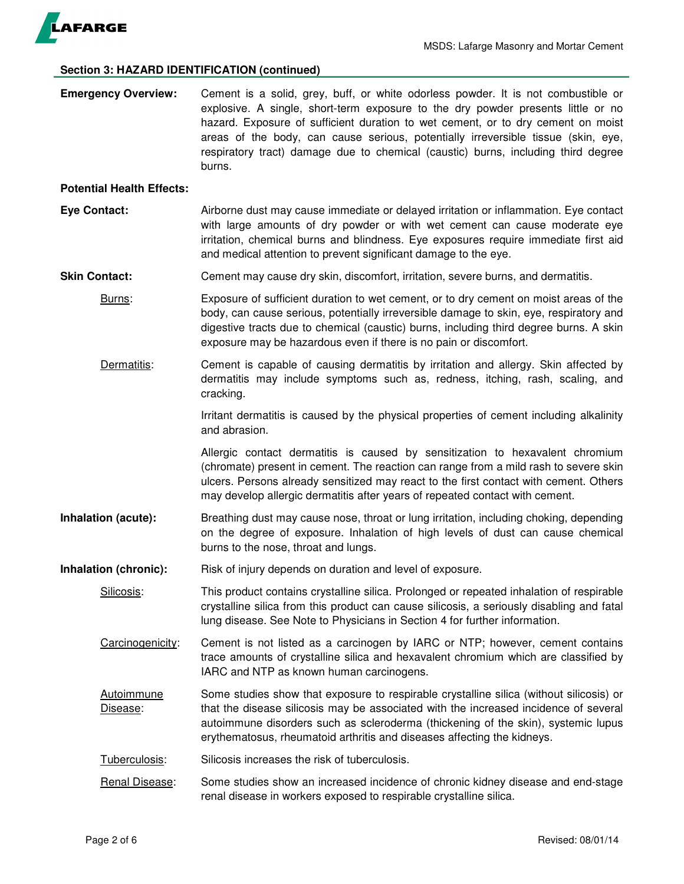## Section 3: HAZARD IDENTIFICATION (continued)

**Emergency Overview:** Cement is a solid, grey, buff, or white odorless powder. It is not combustible or explosive. A single, short-term exposure to the dry powder presents little or no hazard. Exposure of sufficient duration to wet cement, or to dry cement on moist areas of the body, can cause serious, potentially irreversible tissue (skin, eye, respiratory tract) damage due to chemical (caustic) burns, including third degree burns.

**Potential Health Effects:**

**Eye Contact:** Airborne dust may cause immediate or delayed irritation or inflammation. Eye contact with large amounts of dry powder or with wet cement can cause moderate eye irritation, chemical burns and blindness. Eye exposures require immediate first aid and medical attention to prevent significant damage to the eye.

**Skin Contact:** Cement may cause dry skin, discomfort, irritation, severe burns, and dermatitis.

Burns: Exposure of sufficient duration to wet cement, or to dry cement on moist areas of the body, can cause serious, potentially irreversible damage to skin, eye, respiratory and digestive tracts due to chemical (caustic) burns, including third degree burns. A skin exposure may be hazardous even if there is no pain or discomfort.

Dermatitis: Cement is capable of causing dermatitis by irritation and allergy. Skin affected by dermatitis may include symptoms such as, redness, itching, rash, scaling, and cracking.

Irritant dermatitis is caused by the physical properties of cement including alkalinity and abrasion.

Allergic contact dermatitis is caused by sensitization to hexavalent chromium (chromate) present in cement. The reaction can range from a mild rash to severe skin ulcers. Persons already sensitized may react to the first contact with cement. Others may develop allergic dermatitis after years of repeated contact with cement.

**Inhalation (acute):** Breathing dust may cause nose, throat or lung irritation, including choking, depending on the degree of exposure. Inhalation of high levels of dust can cause chemical burns to the nose, throat and lungs.

**Inhalation (chronic):** Risk of injury depends on duration and level of exposure.

Silicosis: This product contains crystalline silica. Prolonged or repeated inhalation of respirable crystalline silica from this product can cause silicosis, a seriously disabling and fatal lung disease. See Note to Physicians in Section 4 for further information.

Carcinogenicity: Cement is not listed as a carcinogen by IARC or NTP; however, cement contains trace amounts of crystalline silica and hexavalent chromium which are classified by IARC and NTP as known human carcinogens.

Autoimmune Disease: Some studies show that exposure to respirable crystalline silica (without silicosis) or that the disease silicosis may be associated with the increased incidence of several autoimmune disorders such as scleroderma (thickening of the skin), systemic lupus erythematosus, rheumatoid arthritis and diseases affecting the kidneys.

Tuberculosis: Silicosis increases the risk of tuberculosis.

Renal Disease: Some studies show an increased incidence of chronic kidney disease and end-stage renal disease in workers exposed to respirable crystalline silica.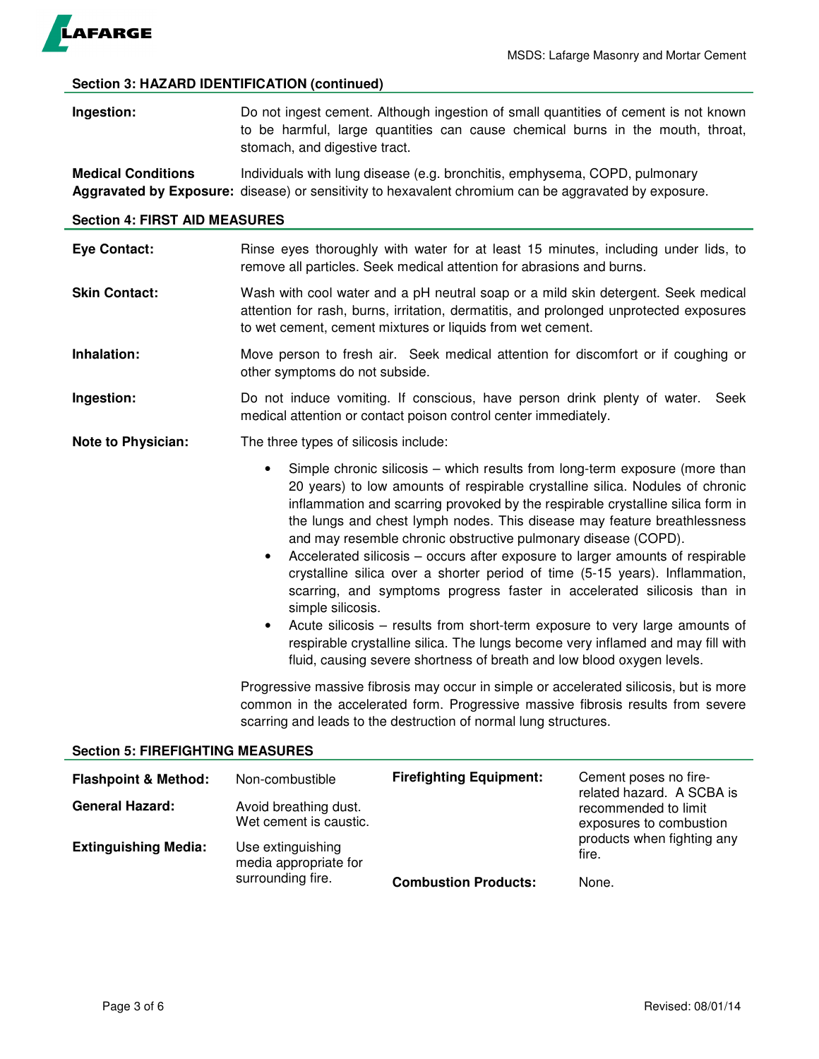## Section 3: HAZARD IDENTIFICATION (continued)

**Ingestion:** Do not ingest cement. Although ingestion of small quantities of cement is not known to be harmful, large quantities can cause chemical burns in the mouth, throat, stomach, and digestive tract.

**Medical Conditions Aggravated by Exposure:** Individuals with lung disease (e.g. bronchitis, emphysema, COPD, pulmonary disease) or sensitivity to hexavalent chromium can be aggravated by exposure.

## Section 4: FIRST AID MEASURES

**Eye Contact:** Rinse eyes thoroughly with water for at least 15 minutes, including under lids, to remove all particles. Seek medical attention for abrasions and burns.

**Skin Contact:** Wash with cool water and a pH neutral soap or a mild skin detergent. Seek medical attention for rash, burns, irritation, dermatitis, and prolonged unprotected exposures to wet cement, cement mixtures or liquids from wet cement.

**Inhalation:** Move person to fresh air. Seek medical attention for discomfort or if coughing or other symptoms do not subside.

**Ingestion:** Do not induce vomiting. If conscious, have person drink plenty of water. Seek medical attention or contact poison control center immediately.

**Note to Physician:** The three types of silicosis include:

- Simple chronic silicosis – which results from long-term exposure (more than 20 years) to low amounts of respirable crystalline silica. Nodules of chronic inflammation and scarring provoked by the respirable crystalline silica form in the lungs and chest lymph nodes. This disease may feature breathlessness and may resemble chronic obstructive pulmonary disease (COPD).
- Accelerated silicosis – occurs after exposure to larger amounts of respirable crystalline silica over a shorter period of time (5-15 years). Inflammation, scarring, and symptoms progress faster in accelerated silicosis than in simple silicosis.
- Acute silicosis – results from short-term exposure to very large amounts of respirable crystalline silica. The lungs become very inflamed and may fill with fluid, causing severe shortness of breath and low blood oxygen levels.

Progressive massive fibrosis may occur in simple or accelerated silicosis, but is more common in the accelerated form. Progressive massive fibrosis results from severe scarring and leads to the destruction of normal lung structures.

## Section 5: FIREFIGHTING MEASURES

**Flashpoint & Method:** Non-combustible

**General Hazard:** Avoid breathing dust. Wet cement is caustic.

**Extinguishing Media:** Use extinguishing media appropriate for surrounding fire.

**Firefighting Equipment:** Cement poses no fire-related hazard. A SCBA is recommended to limit exposures to combustion products when fighting any fire.

**Combustion Products:** None.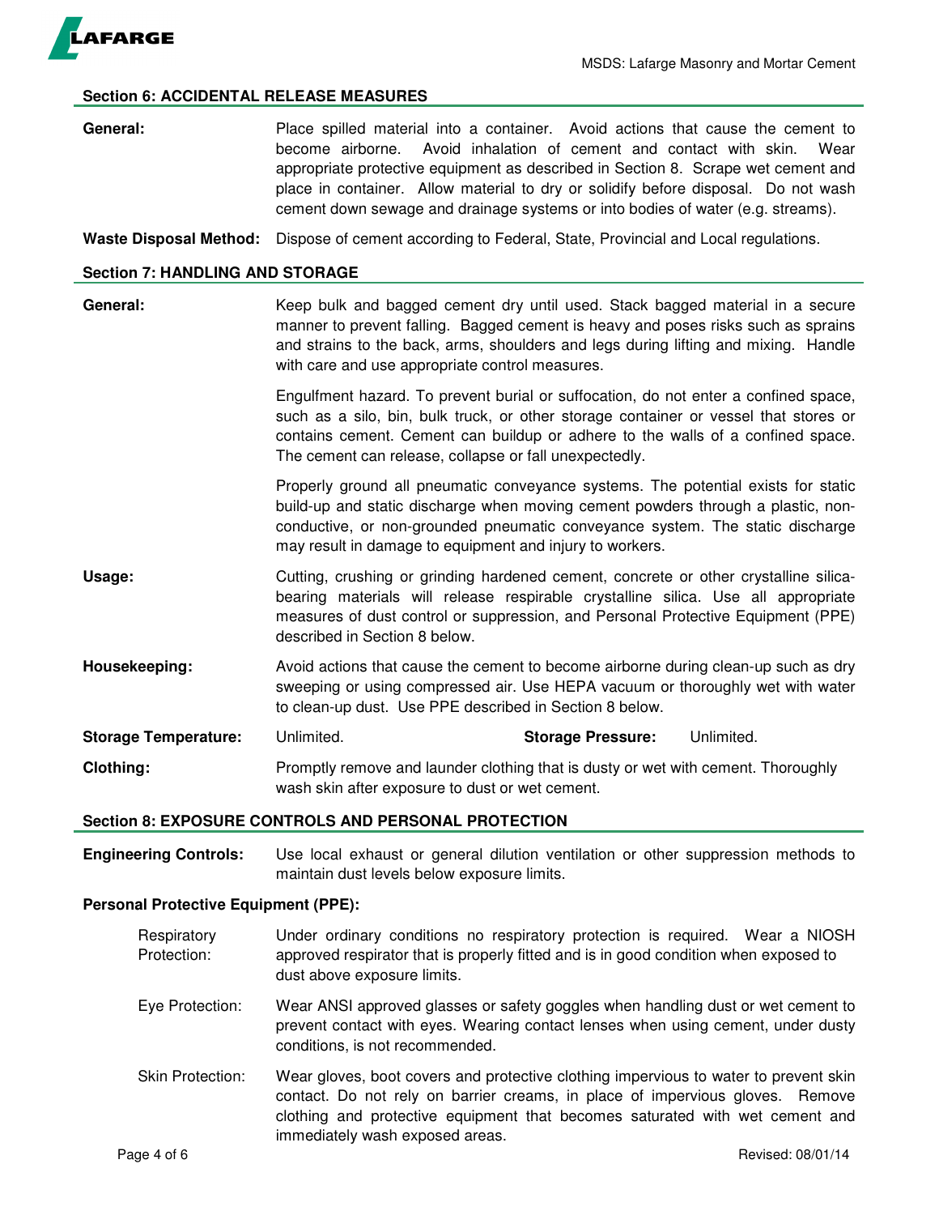## Section 6: ACCIDENTAL RELEASE MEASURES

**General:** Place spilled material into a container. Avoid actions that cause the cement to become airborne. Avoid inhalation of cement and contact with skin. Wear appropriate protective equipment as described in Section 8. Scrape wet cement and place in container. Allow material to dry or solidify before disposal. Do not wash cement down sewage and drainage systems or into bodies of water (e.g. streams).

**Waste Disposal Method:** Dispose of cement according to Federal, State, Provincial and Local regulations.

## Section 7: HANDLING AND STORAGE

**General:** Keep bulk and bagged cement dry until used. Stack bagged material in a secure manner to prevent falling. Bagged cement is heavy and poses risks such as sprains and strains to the back, arms, shoulders and legs during lifting and mixing. Handle with care and use appropriate control measures.

Engulfment hazard. To prevent burial or suffocation, do not enter a confined space, such as a silo, bin, bulk truck, or other storage container or vessel that stores or contains cement. Cement can buildup or adhere to the walls of a confined space. The cement can release, collapse or fall unexpectedly.

Properly ground all pneumatic conveyance systems. The potential exists for static build-up and static discharge when moving cement powders through a plastic, non-conductive, or non-grounded pneumatic conveyance system. The static discharge may result in damage to equipment and injury to workers.

**Usage:** Cutting, crushing or grinding hardened cement, concrete or other crystalline silica-bearing materials will release respirable crystalline silica. Use all appropriate measures of dust control or suppression, and Personal Protective Equipment (PPE) described in Section 8 below.

**Housekeeping:** Avoid actions that cause the cement to become airborne during clean-up such as dry sweeping or using compressed air. Use HEPA vacuum or thoroughly wet with water to clean-up dust. Use PPE described in Section 8 below.

**Storage Temperature:** Unlimited. **Storage Pressure:** Unlimited.

**Clothing:** Promptly remove and launder clothing that is dusty or wet with cement. Thoroughly wash skin after exposure to dust or wet cement.

## Section 8: EXPOSURE CONTROLS AND PERSONAL PROTECTION

**Engineering Controls:** Use local exhaust or general dilution ventilation or other suppression methods to maintain dust levels below exposure limits.

**Personal Protective Equipment (PPE):**

Respiratory Protection: Under ordinary conditions no respiratory protection is required. Wear a NIOSH approved respirator that is properly fitted and is in good condition when exposed to dust above exposure limits.

Eye Protection: Wear ANSI approved glasses or safety goggles when handling dust or wet cement to prevent contact with eyes. Wearing contact lenses when using cement, under dusty conditions, is not recommended.

Skin Protection: Wear gloves, boot covers and protective clothing impervious to water to prevent skin contact. Do not rely on barrier creams, in place of impervious gloves. Remove clothing and protective equipment that becomes saturated with wet cement and immediately wash exposed areas.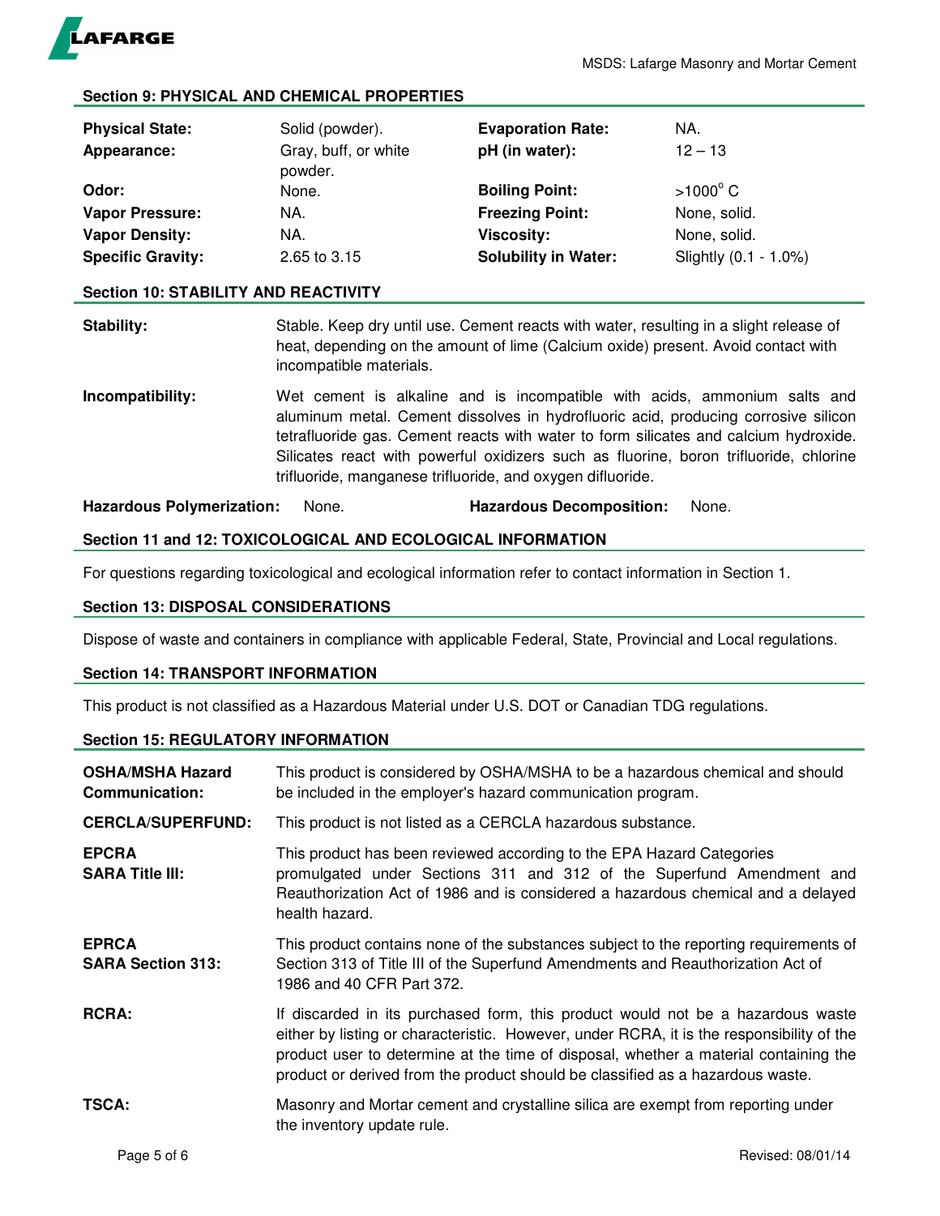## Section 9: PHYSICAL AND CHEMICAL PROPERTIES

| | | | |
|---|---|---|---|
| **Physical State:** | Solid (powder). | **Evaporation Rate:** | NA. |
| **Appearance:** | Gray, buff, or white powder. | **pH (in water):** | 12 – 13 |
| **Odor:** | None. | **Boiling Point:** | >1000° C |
| **Vapor Pressure:** | NA. | **Freezing Point:** | None, solid. |
| **Vapor Density:** | NA. | **Viscosity:** | None, solid. |
| **Specific Gravity:** | 2.65 to 3.15 | **Solubility in Water:** | Slightly (0.1 - 1.0%) |

## Section 10: STABILITY AND REACTIVITY

**Stability:** Stable. Keep dry until use. Cement reacts with water, resulting in a slight release of heat, depending on the amount of lime (Calcium oxide) present. Avoid contact with incompatible materials.

**Incompatibility:** Wet cement is alkaline and is incompatible with acids, ammonium salts and aluminum metal. Cement dissolves in hydrofluoric acid, producing corrosive silicon tetrafluoride gas. Cement reacts with water to form silicates and calcium hydroxide. Silicates react with powerful oxidizers such as fluorine, boron trifluoride, chlorine trifluoride, manganese trifluoride, and oxygen difluoride.

**Hazardous Polymerization:** None. **Hazardous Decomposition:** None.

## Section 11 and 12: TOXICOLOGICAL AND ECOLOGICAL INFORMATION

For questions regarding toxicological and ecological information refer to contact information in Section 1.

## Section 13: DISPOSAL CONSIDERATIONS

Dispose of waste and containers in compliance with applicable Federal, State, Provincial and Local regulations.

## Section 14: TRANSPORT INFORMATION

This product is not classified as a Hazardous Material under U.S. DOT or Canadian TDG regulations.

## Section 15: REGULATORY INFORMATION

**OSHA/MSHA Hazard Communication:** This product is considered by OSHA/MSHA to be a hazardous chemical and should be included in the employer's hazard communication program.

**CERCLA/SUPERFUND:** This product is not listed as a CERCLA hazardous substance.

**EPCRA SARA Title III:** This product has been reviewed according to the EPA Hazard Categories promulgated under Sections 311 and 312 of the Superfund Amendment and Reauthorization Act of 1986 and is considered a hazardous chemical and a delayed health hazard.

**EPRCA SARA Section 313:** This product contains none of the substances subject to the reporting requirements of Section 313 of Title III of the Superfund Amendments and Reauthorization Act of 1986 and 40 CFR Part 372.

**RCRA:** If discarded in its purchased form, this product would not be a hazardous waste either by listing or characteristic. However, under RCRA, it is the responsibility of the product user to determine at the time of disposal, whether a material containing the product or derived from the product should be classified as a hazardous waste.

**TSCA:** Masonry and Mortar cement and crystalline silica are exempt from reporting under the inventory update rule.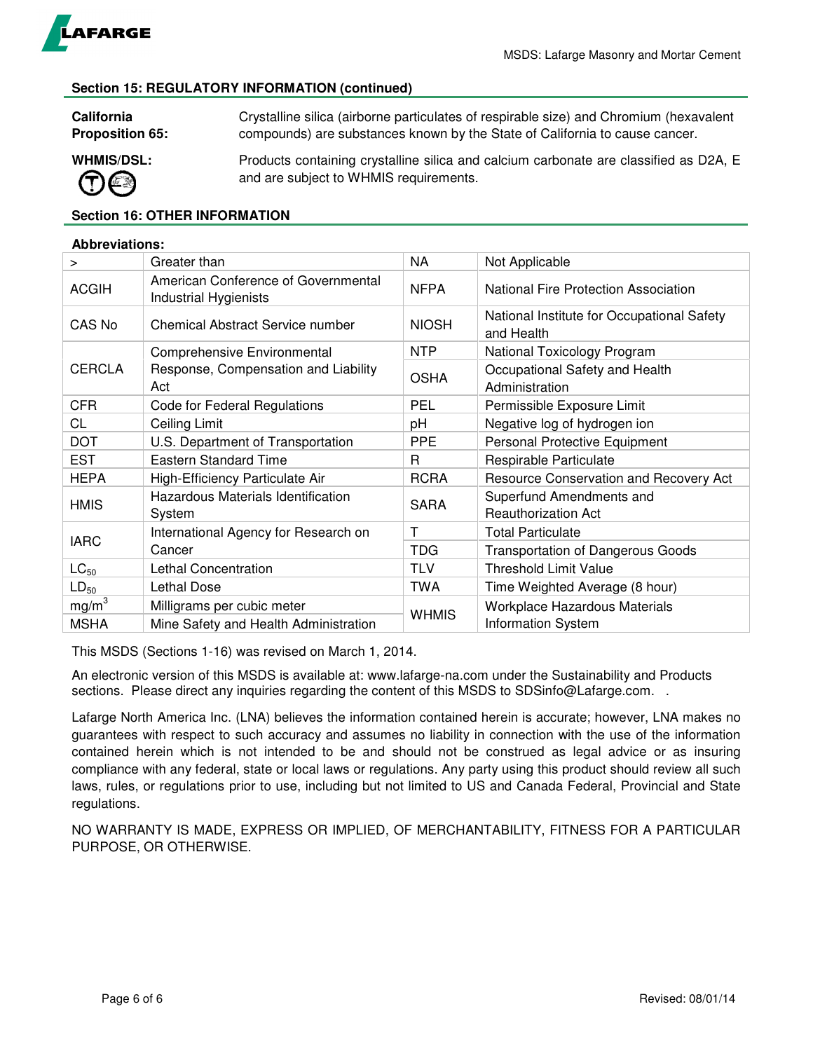### Section 15: REGULATORY INFORMATION (continued)

**California Proposition 65:** Crystalline silica (airborne particulates of respirable size) and Chromium (hexavalent compounds) are substances known by the State of California to cause cancer.

**WHMIS/DSL:** Products containing crystalline silica and calcium carbonate are classified as D2A, E and are subject to WHMIS requirements.

### Section 16: OTHER INFORMATION

**Abbreviations:**

| | | | |
|---|---|---|---|
| > | Greater than | NA | Not Applicable |
| ACGIH | American Conference of Governmental Industrial Hygienists | NFPA | National Fire Protection Association |
| CAS No | Chemical Abstract Service number | NIOSH | National Institute for Occupational Safety and Health |
| CERCLA | Comprehensive Environmental Response, Compensation and Liability Act | NTP | National Toxicology Program |
| | | OSHA | Occupational Safety and Health Administration |
| CFR | Code for Federal Regulations | PEL | Permissible Exposure Limit |
| CL | Ceiling Limit | pH | Negative log of hydrogen ion |
| DOT | U.S. Department of Transportation | PPE | Personal Protective Equipment |
| EST | Eastern Standard Time | R | Respirable Particulate |
| HEPA | High-Efficiency Particulate Air | RCRA | Resource Conservation and Recovery Act |
| HMIS | Hazardous Materials Identification System | SARA | Superfund Amendments and Reauthorization Act |
| IARC | International Agency for Research on Cancer | T | Total Particulate |
| | | TDG | Transportation of Dangerous Goods |
| $LC_{50}$ | Lethal Concentration | TLV | Threshold Limit Value |
| $LD_{50}$ | Lethal Dose | TWA | Time Weighted Average (8 hour) |
| $mg/m^3$ | Milligrams per cubic meter | WHMIS | Workplace Hazardous Materials Information System |
| MSHA | Mine Safety and Health Administration | | |

This MSDS (Sections 1-16) was revised on March 1, 2014.

An electronic version of this MSDS is available at: www.lafarge-na.com under the Sustainability and Products sections. Please direct any inquiries regarding the content of this MSDS to SDSinfo@Lafarge.com. .

Lafarge North America Inc. (LNA) believes the information contained herein is accurate; however, LNA makes no guarantees with respect to such accuracy and assumes no liability in connection with the use of the information contained herein which is not intended to be and should not be construed as legal advice or as insuring compliance with any federal, state or local laws or regulations. Any party using this product should review all such laws, rules, or regulations prior to use, including but not limited to US and Canada Federal, Provincial and State regulations.

NO WARRANTY IS MADE, EXPRESS OR IMPLIED, OF MERCHANTABILITY, FITNESS FOR A PARTICULAR PURPOSE, OR OTHERWISE.